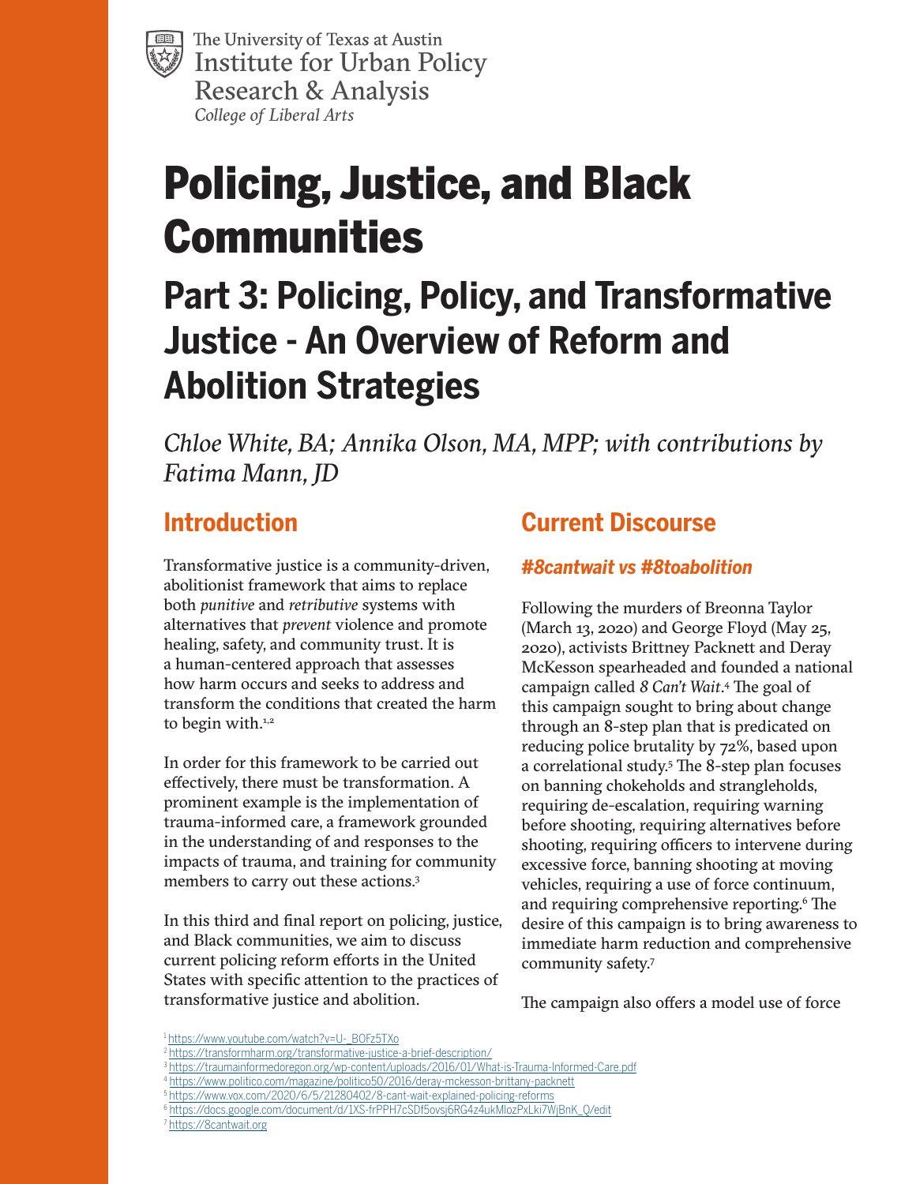The University of Texas at Austin
Institute for Urban Policy Research & Analysis
*College of Liberal Arts*

# Policing, Justice, and Black Communities

## Part 3: Policing, Policy, and Transformative Justice - An Overview of Reform and Abolition Strategies

*Chloe White, BA; Annika Olson, MA, MPP; with contributions by Fatima Mann, JD*

## Introduction

Transformative justice is a community-driven, abolitionist framework that aims to replace both *punitive* and *retributive* systems with alternatives that *prevent* violence and promote healing, safety, and community trust. It is a human-centered approach that assesses how harm occurs and seeks to address and transform the conditions that created the harm to begin with.[1,2]

In order for this framework to be carried out effectively, there must be transformation. A prominent example is the implementation of trauma-informed care, a framework grounded in the understanding of and responses to the impacts of trauma, and training for community members to carry out these actions.[3]

In this third and final report on policing, justice, and Black communities, we aim to discuss current policing reform efforts in the United States with specific attention to the practices of transformative justice and abolition.

## Current Discourse

### *#8cantwait vs #8toabolition*

Following the murders of Breonna Taylor (March 13, 2020) and George Floyd (May 25, 2020), activists Brittney Packnett and Deray McKesson spearheaded and founded a national campaign called *8 Can't Wait*.[4] The goal of this campaign sought to bring about change through an 8-step plan that is predicated on reducing police brutality by 72%, based upon a correlational study.[5] The 8-step plan focuses on banning chokeholds and strangleholds, requiring de-escalation, requiring warning before shooting, requiring alternatives before shooting, requiring officers to intervene during excessive force, banning shooting at moving vehicles, requiring a use of force continuum, and requiring comprehensive reporting.[6] The desire of this campaign is to bring awareness to immediate harm reduction and comprehensive community safety.[7]

The campaign also offers a model use of force

---

[1] https://www.youtube.com/watch?v=U-_BOFz5TXo
[2] https://transformharm.org/transformative-justice-a-brief-description/
[3] https://traumainformedoregon.org/wp-content/uploads/2016/01/What-is-Trauma-Informed-Care.pdf
[4] https://www.politico.com/magazine/politico50/2016/deray-mckesson-brittany-packnett
[5] https://www.vox.com/2020/6/5/21280402/8-cant-wait-explained-policing-reforms
[6] https://docs.google.com/document/d/1XS-frPPH7cSDf5ovsj6RG4z4ukMlozPxLki7WjBnK_Q/edit
[7] https://8cantwait.org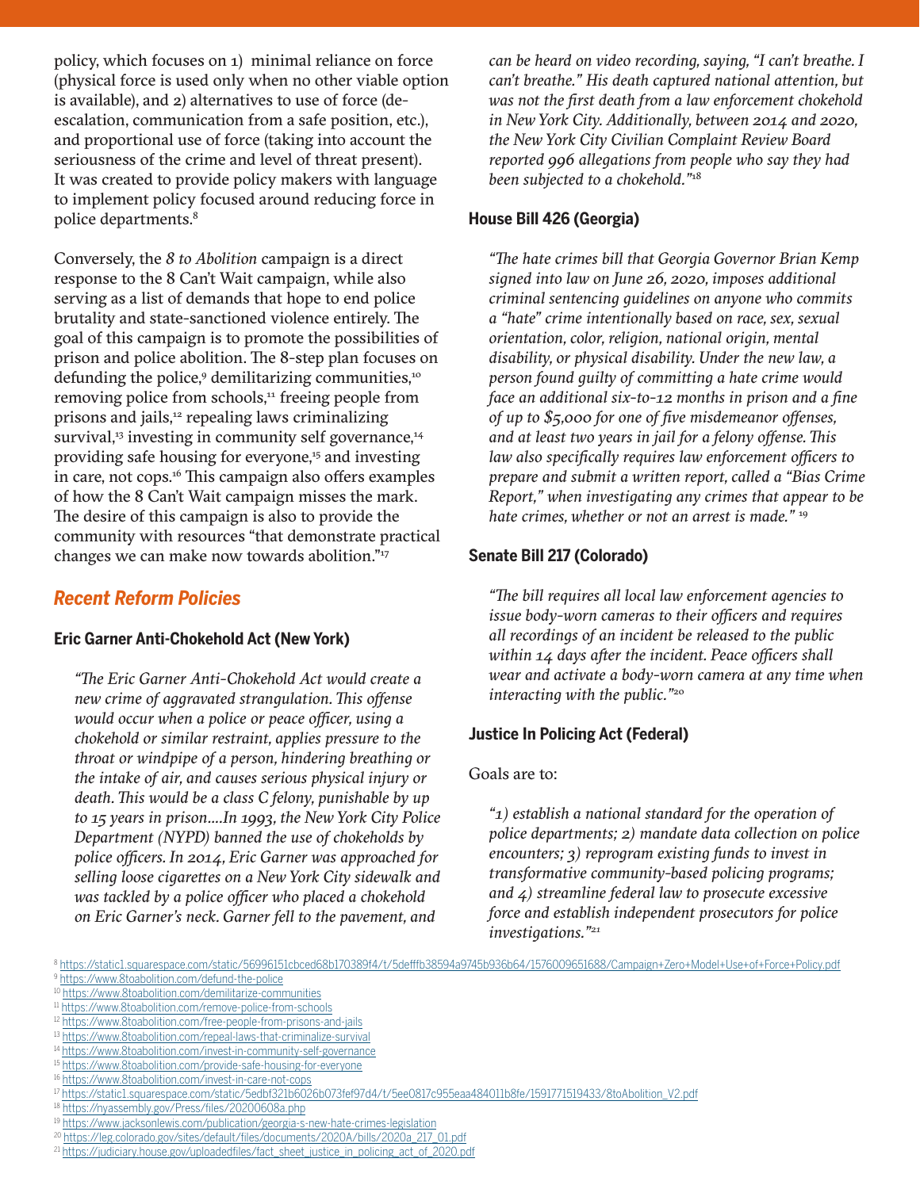policy, which focuses on 1) minimal reliance on force (physical force is used only when no other viable option is available), and 2) alternatives to use of force (de-escalation, communication from a safe position, etc.), and proportional use of force (taking into account the seriousness of the crime and level of threat present). It was created to provide policy makers with language to implement policy focused around reducing force in police departments.[8]

Conversely, the *8 to Abolition* campaign is a direct response to the 8 Can't Wait campaign, while also serving as a list of demands that hope to end police brutality and state-sanctioned violence entirely. The goal of this campaign is to promote the possibilities of prison and police abolition. The 8-step plan focuses on defunding the police,[9] demilitarizing communities,[10] removing police from schools,[11] freeing people from prisons and jails,[12] repealing laws criminalizing survival,[13] investing in community self governance,[14] providing safe housing for everyone,[15] and investing in care, not cops.[16] This campaign also offers examples of how the 8 Can't Wait campaign misses the mark. The desire of this campaign is also to provide the community with resources "that demonstrate practical changes we can make now towards abolition."[17]

## *Recent Reform Policies*

### Eric Garner Anti-Chokehold Act (New York)

> *"The Eric Garner Anti-Chokehold Act would create a new crime of aggravated strangulation. This offense would occur when a police or peace officer, using a chokehold or similar restraint, applies pressure to the throat or windpipe of a person, hindering breathing or the intake of air, and causes serious physical injury or death. This would be a class C felony, punishable by up to 15 years in prison....In 1993, the New York City Police Department (NYPD) banned the use of chokeholds by police officers. In 2014, Eric Garner was approached for selling loose cigarettes on a New York City sidewalk and was tackled by a police officer who placed a chokehold on Eric Garner's neck. Garner fell to the pavement, and can be heard on video recording, saying, "I can't breathe. I can't breathe." His death captured national attention, but was not the first death from a law enforcement chokehold in New York City. Additionally, between 2014 and 2020, the New York City Civilian Complaint Review Board reported 996 allegations from people who say they had been subjected to a chokehold."*[18]

### House Bill 426 (Georgia)

> *"The hate crimes bill that Georgia Governor Brian Kemp signed into law on June 26, 2020, imposes additional criminal sentencing guidelines on anyone who commits a "hate" crime intentionally based on race, sex, sexual orientation, color, religion, national origin, mental disability, or physical disability. Under the new law, a person found guilty of committing a hate crime would face an additional six-to-12 months in prison and a fine of up to $5,000 for one of five misdemeanor offenses, and at least two years in jail for a felony offense. This law also specifically requires law enforcement officers to prepare and submit a written report, called a "Bias Crime Report," when investigating any crimes that appear to be hate crimes, whether or not an arrest is made."* [19]

### Senate Bill 217 (Colorado)

> *"The bill requires all local law enforcement agencies to issue body-worn cameras to their officers and requires all recordings of an incident be released to the public within 14 days after the incident. Peace officers shall wear and activate a body-worn camera at any time when interacting with the public."*[20]

### Justice In Policing Act (Federal)

Goals are to:

> *"1) establish a national standard for the operation of police departments; 2) mandate data collection on police encounters; 3) reprogram existing funds to invest in transformative community-based policing programs; and 4) streamline federal law to prosecute excessive force and establish independent prosecutors for police investigations."*[21]

---

[8] https://static1.squarespace.com/static/56996151cbced68b170389f4/t/5defffb38594a9745b936b64/1576009651688/Campaign+Zero+Model+Use+of+Force+Policy.pdf
[9] https://www.8toabolition.com/defund-the-police
[10] https://www.8toabolition.com/demilitarize-communities
[11] https://www.8toabolition.com/remove-police-from-schools
[12] https://www.8toabolition.com/free-people-from-prisons-and-jails
[13] https://www.8toabolition.com/repeal-laws-that-criminalize-survival
[14] https://www.8toabolition.com/invest-in-community-self-governance
[15] https://www.8toabolition.com/provide-safe-housing-for-everyone
[16] https://www.8toabolition.com/invest-in-care-not-cops
[17] https://static1.squarespace.com/static/5edbf321b6026b073fef97d4/t/5ee0817c955eaa484011b8fe/1591771519433/8toAbolition_V2.pdf
[18] https://nyassembly.gov/Press/files/20200608a.php
[19] https://www.jacksonlewis.com/publication/georgia-s-new-hate-crimes-legislation
[20] https://leg.colorado.gov/sites/default/files/documents/2020A/bills/2020a_217_01.pdf
[21] https://judiciary.house.gov/uploadedfiles/fact_sheet_justice_in_policing_act_of_2020.pdf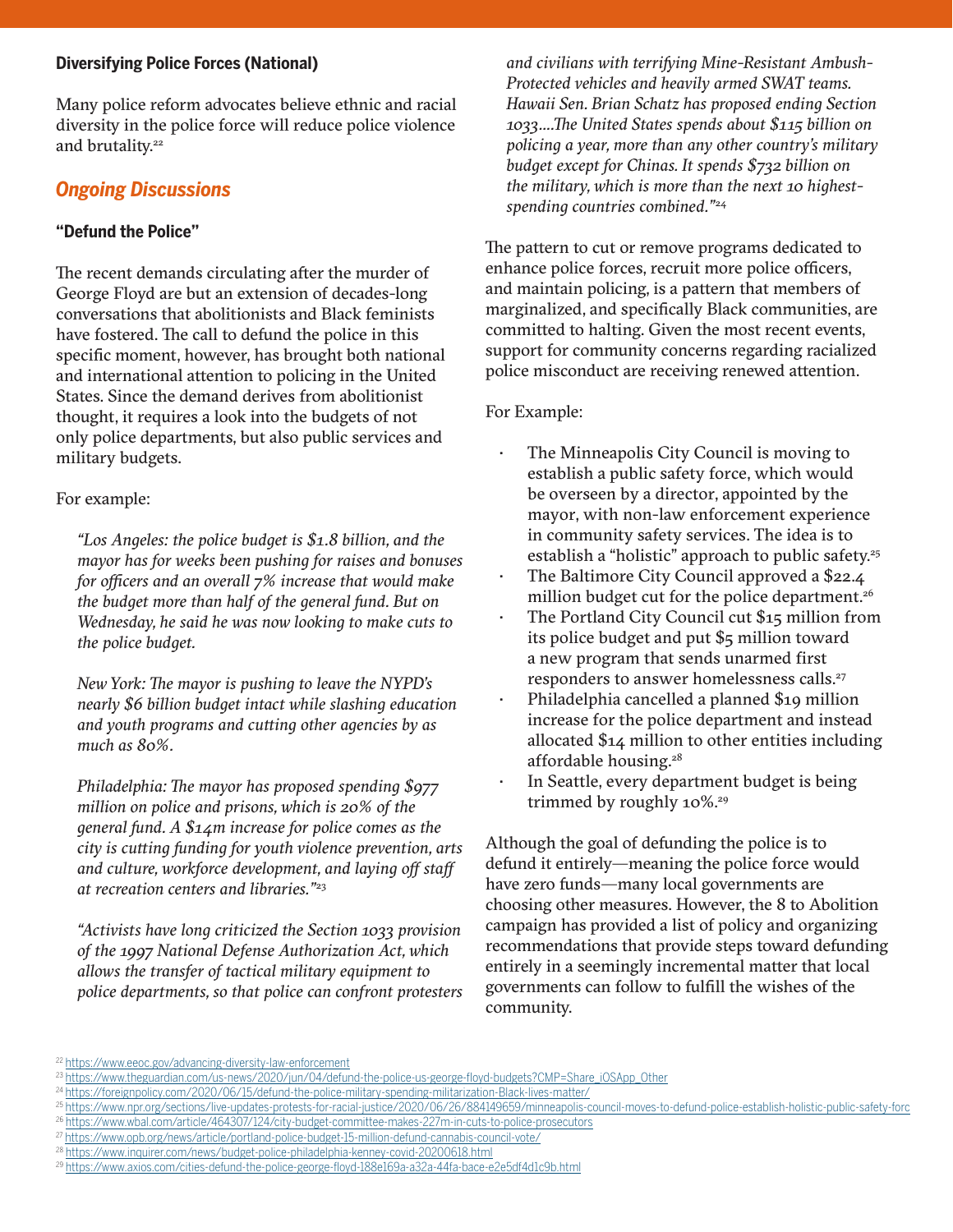**Diversifying Police Forces (National)**

Many police reform advocates believe ethnic and racial diversity in the police force will reduce police violence and brutality.[22]

## *Ongoing Discussions*

**"Defund the Police"**

The recent demands circulating after the murder of George Floyd are but an extension of decades-long conversations that abolitionists and Black feminists have fostered. The call to defund the police in this specific moment, however, has brought both national and international attention to policing in the United States. Since the demand derives from abolitionist thought, it requires a look into the budgets of not only police departments, but also public services and military budgets.

For example:

> *"Los Angeles: the police budget is $1.8 billion, and the mayor has for weeks been pushing for raises and bonuses for officers and an overall 7% increase that would make the budget more than half of the general fund. But on Wednesday, he said he was now looking to make cuts to the police budget.*
>
> *New York: The mayor is pushing to leave the NYPD's nearly $6 billion budget intact while slashing education and youth programs and cutting other agencies by as much as 80%.*
>
> *Philadelphia: The mayor has proposed spending $977 million on police and prisons, which is 20% of the general fund. A $14m increase for police comes as the city is cutting funding for youth violence prevention, arts and culture, workforce development, and laying off staff at recreation centers and libraries."*[23]
>
> *"Activists have long criticized the Section 1033 provision of the 1997 National Defense Authorization Act, which allows the transfer of tactical military equipment to police departments, so that police can confront protesters and civilians with terrifying Mine-Resistant Ambush-Protected vehicles and heavily armed SWAT teams. Hawaii Sen. Brian Schatz has proposed ending Section 1033....The United States spends about $115 billion on policing a year, more than any other country's military budget except for Chinas. It spends $732 billion on the military, which is more than the next 10 highest-spending countries combined."*[24]

The pattern to cut or remove programs dedicated to enhance police forces, recruit more police officers, and maintain policing, is a pattern that members of marginalized, and specifically Black communities, are committed to halting. Given the most recent events, support for community concerns regarding racialized police misconduct are receiving renewed attention.

For Example:

- The Minneapolis City Council is moving to establish a public safety force, which would be overseen by a director, appointed by the mayor, with non-law enforcement experience in community safety services. The idea is to establish a "holistic" approach to public safety.[25]
- The Baltimore City Council approved a $22.4 million budget cut for the police department.[26]
- The Portland City Council cut $15 million from its police budget and put $5 million toward a new program that sends unarmed first responders to answer homelessness calls.[27]
- Philadelphia cancelled a planned $19 million increase for the police department and instead allocated $14 million to other entities including affordable housing.[28]
- In Seattle, every department budget is being trimmed by roughly 10%.[29]

Although the goal of defunding the police is to defund it entirely—meaning the police force would have zero funds—many local governments are choosing other measures. However, the 8 to Abolition campaign has provided a list of policy and organizing recommendations that provide steps toward defunding entirely in a seemingly incremental matter that local governments can follow to fulfill the wishes of the community.

[22] https://www.eeoc.gov/advancing-diversity-law-enforcement
[23] https://www.theguardian.com/us-news/2020/jun/04/defund-the-police-us-george-floyd-budgets?CMP=Share_iOSApp_Other
[24] https://foreignpolicy.com/2020/06/15/defund-the-police-military-spending-militarization-Black-lives-matter/
[25] https://www.npr.org/sections/live-updates-protests-for-racial-justice/2020/06/26/884149659/minneapolis-council-moves-to-defund-police-establish-holistic-public-safety-forc
[26] https://www.wbal.com/article/464307/124/city-budget-committee-makes-227m-in-cuts-to-police-prosecutors
[27] https://www.opb.org/news/article/portland-police-budget-15-million-defund-cannabis-council-vote/
[28] https://www.inquirer.com/news/budget-police-philadelphia-kenney-covid-20200618.html
[29] https://www.axios.com/cities-defund-the-police-george-floyd-188e169a-a32a-44fa-bace-e2e5df4d1c9b.html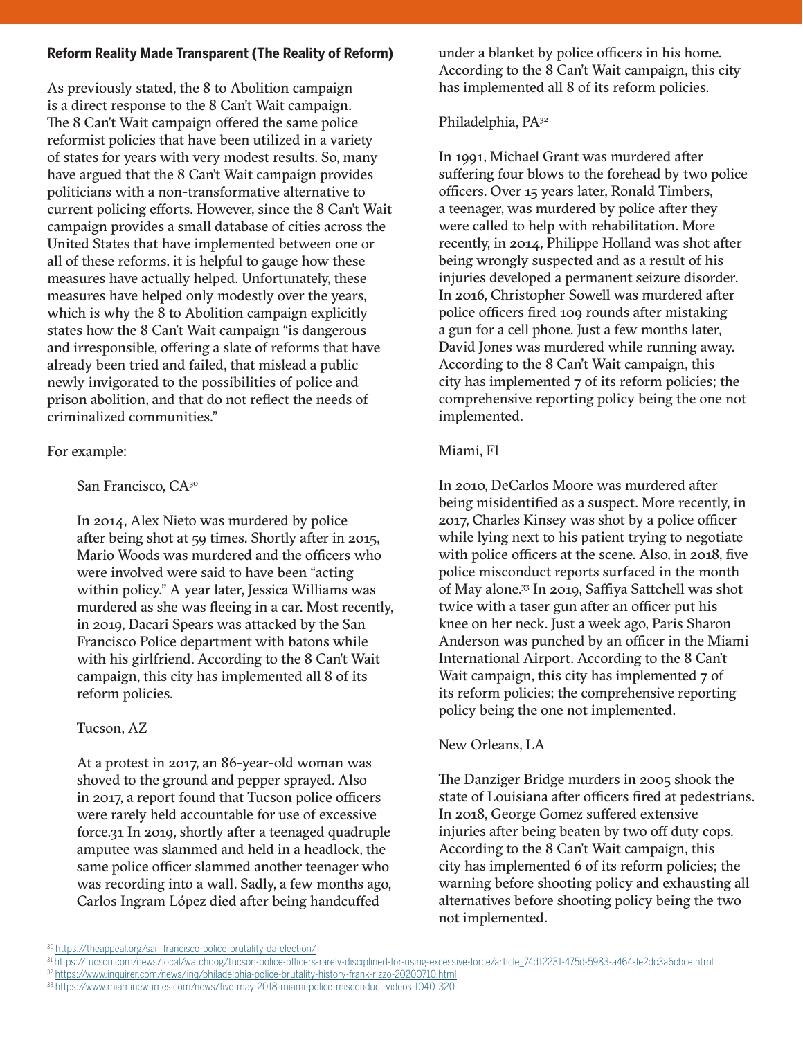#### Reform Reality Made Transparent (The Reality of Reform)

As previously stated, the 8 to Abolition campaign is a direct response to the 8 Can't Wait campaign. The 8 Can't Wait campaign offered the same police reformist policies that have been utilized in a variety of states for years with very modest results. So, many have argued that the 8 Can't Wait campaign provides politicians with a non-transformative alternative to current policing efforts. However, since the 8 Can't Wait campaign provides a small database of cities across the United States that have implemented between one or all of these reforms, it is helpful to gauge how these measures have actually helped. Unfortunately, these measures have helped only modestly over the years, which is why the 8 to Abolition campaign explicitly states how the 8 Can't Wait campaign "is dangerous and irresponsible, offering a slate of reforms that have already been tried and failed, that mislead a public newly invigorated to the possibilities of police and prison abolition, and that do not reflect the needs of criminalized communities."

For example:

San Francisco, CA[30]

In 2014, Alex Nieto was murdered by police after being shot at 59 times. Shortly after in 2015, Mario Woods was murdered and the officers who were involved were said to have been "acting within policy." A year later, Jessica Williams was murdered as she was fleeing in a car. Most recently, in 2019, Dacari Spears was attacked by the San Francisco Police department with batons while with his girlfriend. According to the 8 Can't Wait campaign, this city has implemented all 8 of its reform policies.

Tucson, AZ

At a protest in 2017, an 86-year-old woman was shoved to the ground and pepper sprayed. Also in 2017, a report found that Tucson police officers were rarely held accountable for use of excessive force.31 In 2019, shortly after a teenaged quadruple amputee was slammed and held in a headlock, the same police officer slammed another teenager who was recording into a wall. Sadly, a few months ago, Carlos Ingram López died after being handcuffed under a blanket by police officers in his home. According to the 8 Can't Wait campaign, this city has implemented all 8 of its reform policies.

Philadelphia, PA[32]

In 1991, Michael Grant was murdered after suffering four blows to the forehead by two police officers. Over 15 years later, Ronald Timbers, a teenager, was murdered by police after they were called to help with rehabilitation. More recently, in 2014, Philippe Holland was shot after being wrongly suspected and as a result of his injuries developed a permanent seizure disorder. In 2016, Christopher Sowell was murdered after police officers fired 109 rounds after mistaking a gun for a cell phone. Just a few months later, David Jones was murdered while running away. According to the 8 Can't Wait campaign, this city has implemented 7 of its reform policies; the comprehensive reporting policy being the one not implemented.

Miami, Fl

In 2010, DeCarlos Moore was murdered after being misidentified as a suspect. More recently, in 2017, Charles Kinsey was shot by a police officer while lying next to his patient trying to negotiate with police officers at the scene. Also, in 2018, five police misconduct reports surfaced in the month of May alone.[33] In 2019, Saffiya Sattchell was shot twice with a taser gun after an officer put his knee on her neck. Just a week ago, Paris Sharon Anderson was punched by an officer in the Miami International Airport. According to the 8 Can't Wait campaign, this city has implemented 7 of its reform policies; the comprehensive reporting policy being the one not implemented.

New Orleans, LA

The Danziger Bridge murders in 2005 shook the state of Louisiana after officers fired at pedestrians. In 2018, George Gomez suffered extensive injuries after being beaten by two off duty cops. According to the 8 Can't Wait campaign, this city has implemented 6 of its reform policies; the warning before shooting policy and exhausting all alternatives before shooting policy being the two not implemented.

---

[30] https://theappeal.org/san-francisco-police-brutality-da-election/

[31] https://tucson.com/news/local/watchdog/tucson-police-officers-rarely-disciplined-for-using-excessive-force/article_74d12231-475d-5983-a464-fe2dc3a6cbce.html

[32] https://www.inquirer.com/news/inq/philadelphia-police-brutality-history-frank-rizzo-20200710.html

[33] https://www.miaminewtimes.com/news/five-may-2018-miami-police-misconduct-videos-10401320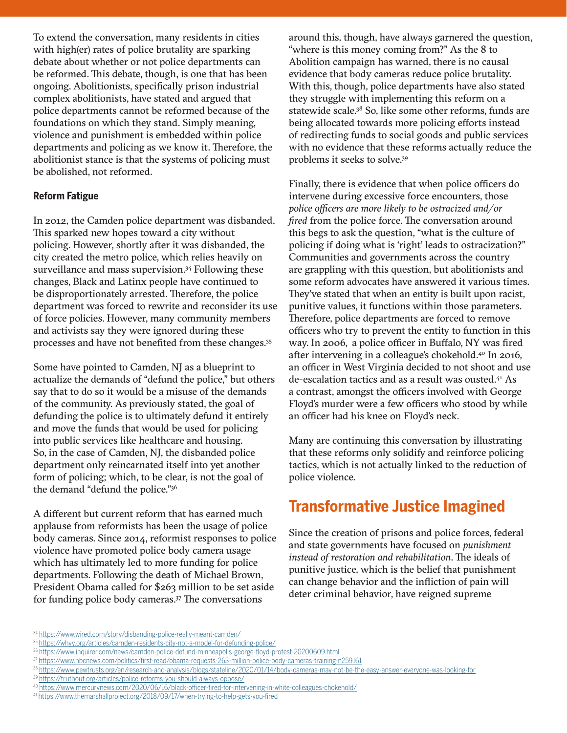To extend the conversation, many residents in cities with high(er) rates of police brutality are sparking debate about whether or not police departments can be reformed. This debate, though, is one that has been ongoing. Abolitionists, specifically prison industrial complex abolitionists, have stated and argued that police departments cannot be reformed because of the foundations on which they stand. Simply meaning, violence and punishment is embedded within police departments and policing as we know it. Therefore, the abolitionist stance is that the systems of policing must be abolished, not reformed.

### Reform Fatigue

In 2012, the Camden police department was disbanded. This sparked new hopes toward a city without policing. However, shortly after it was disbanded, the city created the metro police, which relies heavily on surveillance and mass supervision.[34] Following these changes, Black and Latinx people have continued to be disproportionately arrested. Therefore, the police department was forced to rewrite and reconsider its use of force policies. However, many community members and activists say they were ignored during these processes and have not benefited from these changes.[35]

Some have pointed to Camden, NJ as a blueprint to actualize the demands of "defund the police," but others say that to do so it would be a misuse of the demands of the community. As previously stated, the goal of defunding the police is to ultimately defund it entirely and move the funds that would be used for policing into public services like healthcare and housing. So, in the case of Camden, NJ, the disbanded police department only reincarnated itself into yet another form of policing; which, to be clear, is not the goal of the demand "defund the police."[36]

A different but current reform that has earned much applause from reformists has been the usage of police body cameras. Since 2014, reformist responses to police violence have promoted police body camera usage which has ultimately led to more funding for police departments. Following the death of Michael Brown, President Obama called for $263 million to be set aside for funding police body cameras.[37] The conversations around this, though, have always garnered the question, "where is this money coming from?" As the 8 to Abolition campaign has warned, there is no causal evidence that body cameras reduce police brutality. With this, though, police departments have also stated they struggle with implementing this reform on a statewide scale.[38] So, like some other reforms, funds are being allocated towards more policing efforts instead of redirecting funds to social goods and public services with no evidence that these reforms actually reduce the problems it seeks to solve.[39]

Finally, there is evidence that when police officers do intervene during excessive force encounters, those *police officers are more likely to be ostracized and/or fired* from the police force. The conversation around this begs to ask the question, "what is the culture of policing if doing what is 'right' leads to ostracization?" Communities and governments across the country are grappling with this question, but abolitionists and some reform advocates have answered it various times. They've stated that when an entity is built upon racist, punitive values, it functions within those parameters. Therefore, police departments are forced to remove officers who try to prevent the entity to function in this way. In 2006, a police officer in Buffalo, NY was fired after intervening in a colleague's chokehold.[40] In 2016, an officer in West Virginia decided to not shoot and use de-escalation tactics and as a result was ousted.[41] As a contrast, amongst the officers involved with George Floyd's murder were a few officers who stood by while an officer had his knee on Floyd's neck.

Many are continuing this conversation by illustrating that these reforms only solidify and reinforce policing tactics, which is not actually linked to the reduction of police violence.

## Transformative Justice Imagined

Since the creation of prisons and police forces, federal and state governments have focused on *punishment instead of restoration and rehabilitation*. The ideals of punitive justice, which is the belief that punishment can change behavior and the infliction of pain will deter criminal behavior, have reigned supreme

[34] https://www.wired.com/story/disbanding-police-really-meant-camden/
[35] https://whyy.org/articles/camden-residents-city-not-a-model-for-defunding-police/
[36] https://www.inquirer.com/news/camden-police-defund-minneapolis-george-floyd-protest-20200609.html
[37] https://www.nbcnews.com/politics/first-read/obama-requests-263-million-police-body-cameras-training-n259161
[38] https://www.pewtrusts.org/en/research-and-analysis/blogs/stateline/2020/01/14/body-cameras-may-not-be-the-easy-answer-everyone-was-looking-for
[39] https://truthout.org/articles/police-reforms-you-should-always-oppose/
[40] https://www.mercurynews.com/2020/06/16/black-officer-fired-for-intervening-in-white-colleagues-chokehold/
[41] https://www.themarshallproject.org/2018/09/17/when-trying-to-help-gets-you-fired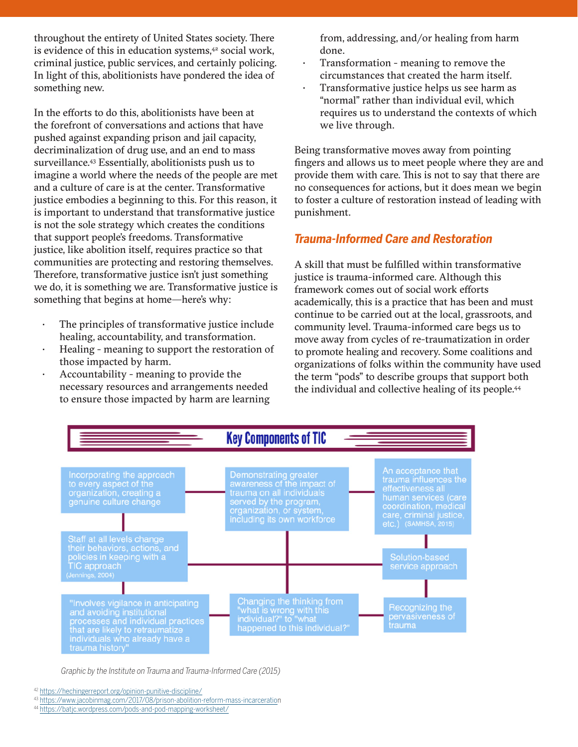throughout the entirety of United States society. There is evidence of this in education systems,[42] social work, criminal justice, public services, and certainly policing. In light of this, abolitionists have pondered the idea of something new.

In the efforts to do this, abolitionists have been at the forefront of conversations and actions that have pushed against expanding prison and jail capacity, decriminalization of drug use, and an end to mass surveillance.[43] Essentially, abolitionists push us to imagine a world where the needs of the people are met and a culture of care is at the center. Transformative justice embodies a beginning to this. For this reason, it is important to understand that transformative justice is not the sole strategy which creates the conditions that support people's freedoms. Transformative justice, like abolition itself, requires practice so that communities are protecting and restoring themselves. Therefore, transformative justice isn't just something we do, it is something we are. Transformative justice is something that begins at home—here's why:

- The principles of transformative justice include healing, accountability, and transformation.
- Healing - meaning to support the restoration of those impacted by harm.
- Accountability - meaning to provide the necessary resources and arrangements needed to ensure those impacted by harm are learning from, addressing, and/or healing from harm done.
- Transformation - meaning to remove the circumstances that created the harm itself.
- Transformative justice helps us see harm as "normal" rather than individual evil, which requires us to understand the contexts of which we live through.

Being transformative moves away from pointing fingers and allows us to meet people where they are and provide them with care. This is not to say that there are no consequences for actions, but it does mean we begin to foster a culture of restoration instead of leading with punishment.

## *Trauma-Informed Care and Restoration*

A skill that must be fulfilled within transformative justice is trauma-informed care. Although this framework comes out of social work efforts academically, this is a practice that has been and must continue to be carried out at the local, grassroots, and community level. Trauma-informed care begs us to move away from cycles of re-traumatization in order to promote healing and recovery. Some coalitions and organizations of folks within the community have used the term "pods" to describe groups that support both the individual and collective healing of its people.[44]

**Key Components of TIC**

- Incorporating the approach to every aspect of the organization, creating a genuine culture change
- Demonstrating greater awareness of the impact of trauma on all individuals served by the program, organization, or system, including its own workforce
- An acceptance that trauma influences the effectiveness all human services (care coordination, medical care, criminal justice, etc.) (SAMHSA, 2015)
- Staff at all levels change their behaviors, actions, and policies in keeping with a TIC approach (Jennings, 2004)
- Solution-based service approach
- "Involves vigilance in anticipating and avoiding institutional processes and individual practices that are likely to retraumatize individuals who already have a trauma history"
- Changing the thinking from "what is wrong with this individual?" to "what happened to this individual?"
- Recognizing the pervasiveness of trauma

*Graphic by the Institute on Trauma and Trauma-Informed Care (2015)*

[42] https://hechingerreport.org/opinion-punitive-discipline/
[43] https://www.jacobinmag.com/2017/08/prison-abolition-reform-mass-incarceration
[44] https://batjc.wordpress.com/pods-and-pod-mapping-worksheet/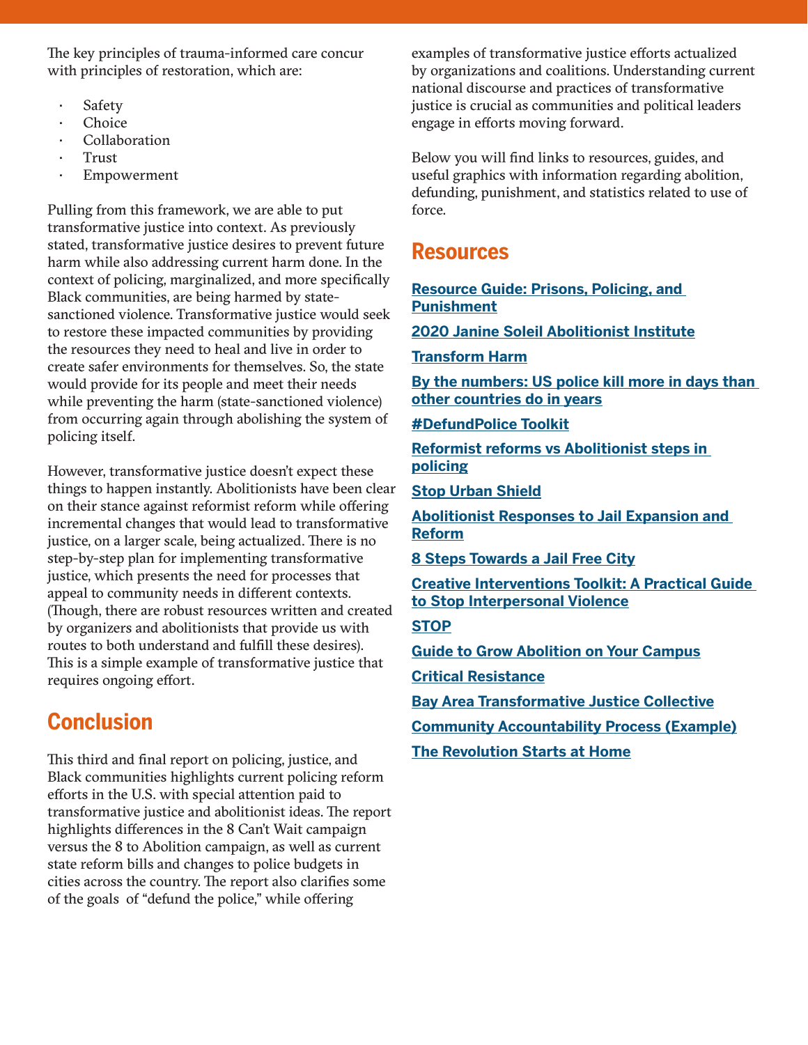The key principles of trauma-informed care concur with principles of restoration, which are:

- Safety
- Choice
- Collaboration
- Trust
- Empowerment

Pulling from this framework, we are able to put transformative justice into context. As previously stated, transformative justice desires to prevent future harm while also addressing current harm done. In the context of policing, marginalized, and more specifically Black communities, are being harmed by state-sanctioned violence. Transformative justice would seek to restore these impacted communities by providing the resources they need to heal and live in order to create safer environments for themselves. So, the state would provide for its people and meet their needs while preventing the harm (state-sanctioned violence) from occurring again through abolishing the system of policing itself.

However, transformative justice doesn't expect these things to happen instantly. Abolitionists have been clear on their stance against reformist reform while offering incremental changes that would lead to transformative justice, on a larger scale, being actualized. There is no step-by-step plan for implementing transformative justice, which presents the need for processes that appeal to community needs in different contexts. (Though, there are robust resources written and created by organizers and abolitionists that provide us with routes to both understand and fulfill these desires). This is a simple example of transformative justice that requires ongoing effort.

## Conclusion

This third and final report on policing, justice, and Black communities highlights current policing reform efforts in the U.S. with special attention paid to transformative justice and abolitionist ideas. The report highlights differences in the 8 Can't Wait campaign versus the 8 to Abolition campaign, as well as current state reform bills and changes to police budgets in cities across the country. The report also clarifies some of the goals of "defund the police," while offering examples of transformative justice efforts actualized by organizations and coalitions. Understanding current national discourse and practices of transformative justice is crucial as communities and political leaders engage in efforts moving forward.

Below you will find links to resources, guides, and useful graphics with information regarding abolition, defunding, punishment, and statistics related to use of force.

## Resources

**Resource Guide: Prisons, Policing, and Punishment**

**2020 Janine Soleil Abolitionist Institute**

**Transform Harm**

**By the numbers: US police kill more in days than other countries do in years**

**#DefundPolice Toolkit**

**Reformist reforms vs Abolitionist steps in policing**

**Stop Urban Shield**

**Abolitionist Responses to Jail Expansion and Reform**

**8 Steps Towards a Jail Free City**

**Creative Interventions Toolkit: A Practical Guide to Stop Interpersonal Violence**

**STOP**

**Guide to Grow Abolition on Your Campus**

**Critical Resistance**

**Bay Area Transformative Justice Collective**

**Community Accountability Process (Example)**

**The Revolution Starts at Home**